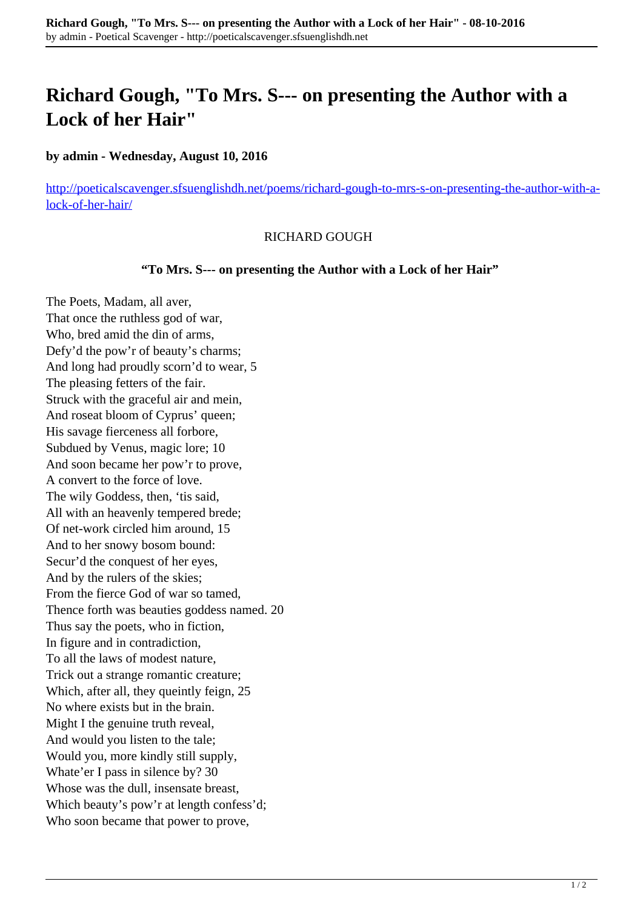# Richard Gough, "To Mrs. S--- on presenting the Author with a Lock of her Hair"

**by admin - Wednesday, August 10, 2016**

http://poeticalscavenger.sfsuenglishdh.net/poems/richard-gough-to-mrs-s-on-presenting-the-author-with-a-lock-of-her-hair/

RICHARD GOUGH

**"To Mrs. S--- on presenting the Author with a Lock of her Hair"**

The Poets, Madam, all aver,  
That once the ruthless god of war,  
Who, bred amid the din of arms,  
Defy'd the pow'r of beauty's charms;  
And long had proudly scorn'd to wear, 5  
The pleasing fetters of the fair.  
Struck with the graceful air and mein,  
And roseat bloom of Cyprus' queen;  
His savage fierceness all forbore,  
Subdued by Venus, magic lore; 10  
And soon became her pow'r to prove,  
A convert to the force of love.  
The wily Goddess, then, 'tis said,  
All with an heavenly tempered brede;  
Of net-work circled him around, 15  
And to her snowy bosom bound:  
Secur'd the conquest of her eyes,  
And by the rulers of the skies;  
From the fierce God of war so tamed,  
Thence forth was beauties goddess named. 20  
Thus say the poets, who in fiction,  
In figure and in contradiction,  
To all the laws of modest nature,  
Trick out a strange romantic creature;  
Which, after all, they queintly feign, 25  
No where exists but in the brain.  
Might I the genuine truth reveal,  
And would you listen to the tale;  
Would you, more kindly still supply,  
Whate'er I pass in silence by? 30  
Whose was the dull, insensate breast,  
Which beauty's pow'r at length confess'd;  
Who soon became that power to prove,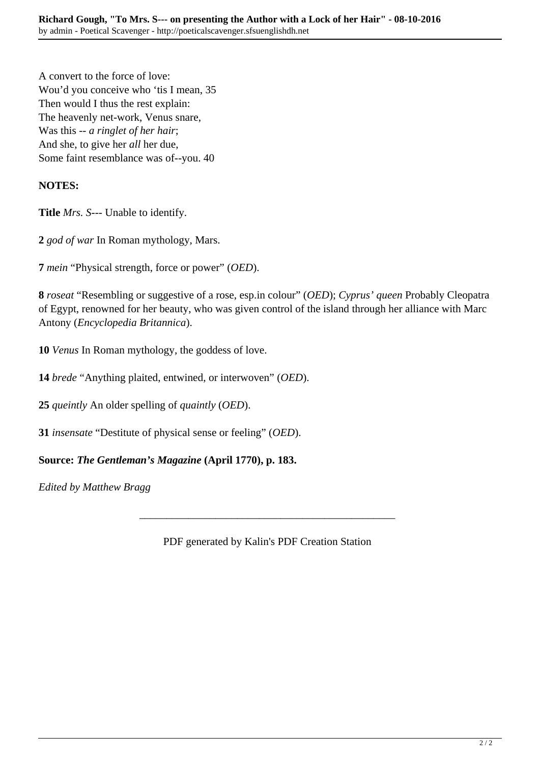A convert to the force of love:
Wou'd you conceive who 'tis I mean, 35
Then would I thus the rest explain:
The heavenly net-work, Venus snare,
Was this -- *a ringlet of her hair*;
And she, to give her *all* her due,
Some faint resemblance was of--you. 40

**NOTES:**

**Title** *Mrs. S*--- Unable to identify.

**2** *god of war* In Roman mythology, Mars.

**7** *mein* "Physical strength, force or power" (*OED*).

**8** *roseat* "Resembling or suggestive of a rose, esp.in colour" (*OED*); *Cyprus' queen* Probably Cleopatra of Egypt, renowned for her beauty, who was given control of the island through her alliance with Marc Antony (*Encyclopedia Britannica*).

**10** *Venus* In Roman mythology, the goddess of love.

**14** *brede* "Anything plaited, entwined, or interwoven" (*OED*).

**25** *queintly* An older spelling of *quaintly* (*OED*).

**31** *insensate* "Destitute of physical sense or feeling" (*OED*).

**Source:** ***The Gentleman's Magazine* (April 1770), p. 183.**

*Edited by Matthew Bragg*